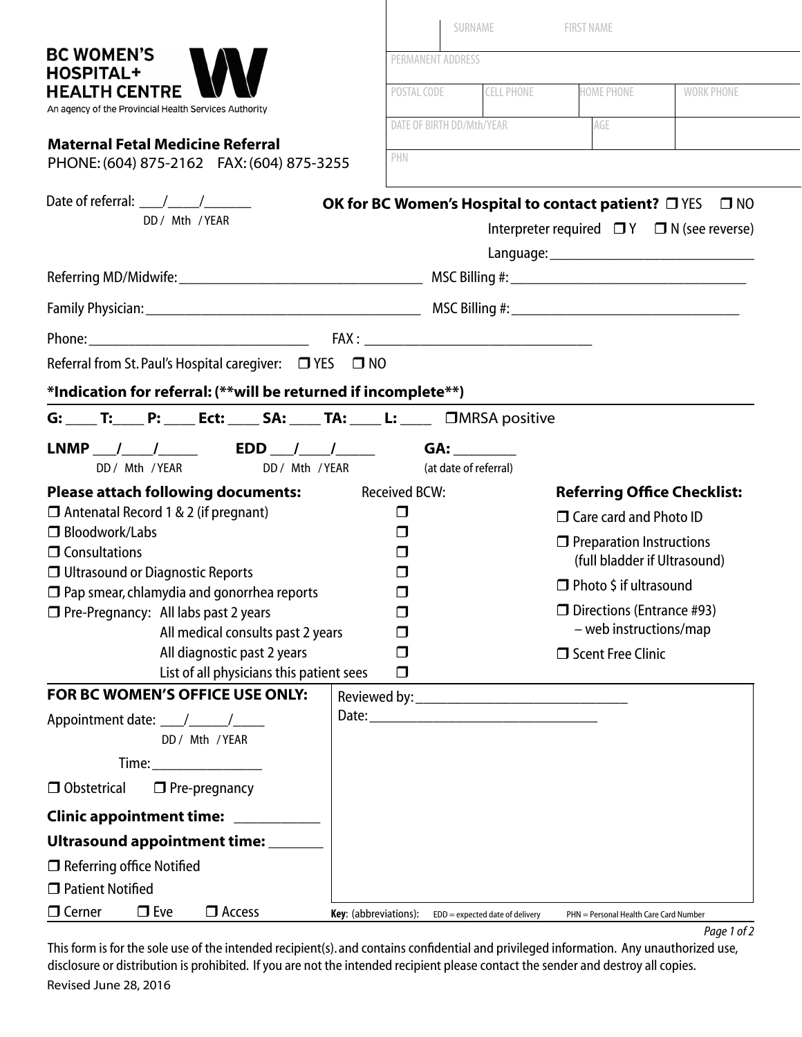**BC WOMEN'S HOSPITAL+ HEALTH CENTRE**
An agency of the Provincial Health Services Authority

## Maternal Fetal Medicine Referral

PHONE: (604) 875-2162 FAX: (604) 875-3255

| SURNAME | FIRST NAME | | |
|---|---|---|---|
| PERMANENT ADDRESS | | | |
| POSTAL CODE | CELL PHONE | HOME PHONE | WORK PHONE |
| DATE OF BIRTH DD/Mth/YEAR | AGE | | |
| PHN | | | |

Date of referral: ___/____/______
DD / Mth / YEAR

**OK for BC Women's Hospital to contact patient?** ☐ YES ☐ NO

Interpreter required ☐ Y ☐ N (see reverse)

Language: ____________________________

Referring MD/Midwife: __________________________________ MSC Billing #: __________________________________

Family Physician: ______________________________________ MSC Billing #: ________________________________

Phone: ______________________________ FAX : ________________________________

Referral from St. Paul's Hospital caregiver: ☐ YES ☐ NO

**\*Indication for referral: (\*\*will be returned if incomplete\*\*)**

**G:** ____ **T:**____ **P:** ____ **Ect:** ____ **SA:** ____ **TA:** ____ **L:** ____ ☐MRSA positive

**LNMP** ___/____/_____ **EDD** ___/____/_____ **GA:** ________
DD / Mth / YEAR — DD / Mth / YEAR — (at date of referral)

| **Please attach following documents:** | Received BCW: |
|---|---|
| ☐ Antenatal Record 1 & 2 (if pregnant) | ☐ |
| ☐ Bloodwork/Labs | ☐ |
| ☐ Consultations | ☐ |
| ☐ Ultrasound or Diagnostic Reports | ☐ |
| ☐ Pap smear, chlamydia and gonorrhea reports | ☐ |
| ☐ Pre-Pregnancy: All labs past 2 years | ☐ |
| All medical consults past 2 years | ☐ |
| All diagnostic past 2 years | ☐ |
| List of all physicians this patient sees | ☐ |

**Referring Office Checklist:**

- ☐ Care card and Photo ID
- ☐ Preparation Instructions (full bladder if Ultrasound)
- ☐ Photo $ if ultrasound
- ☐ Directions (Entrance #93) – web instructions/map
- ☐ Scent Free Clinic

**FOR BC WOMEN'S OFFICE USE ONLY:**

Appointment date: ___/_____/____
DD / Mth / YEAR

Time: _______________

☐ Obstetrical ☐ Pre-pregnancy

**Clinic appointment time:** ___________

**Ultrasound appointment time:** _______

☐ Referring office Notified

☐ Patient Notified

☐ Cerner ☐ Eve ☐ Access

Reviewed by: ______________________________

Date: _________________________________

**Key**: (abbreviations): EDD = expected date of delivery PHN = Personal Health Care Card Number

This form is for the sole use of the intended recipient(s). and contains confidential and privileged information. Any unauthorized use, disclosure or distribution is prohibited. If you are not the intended recipient please contact the sender and destroy all copies.

Revised June 28, 2016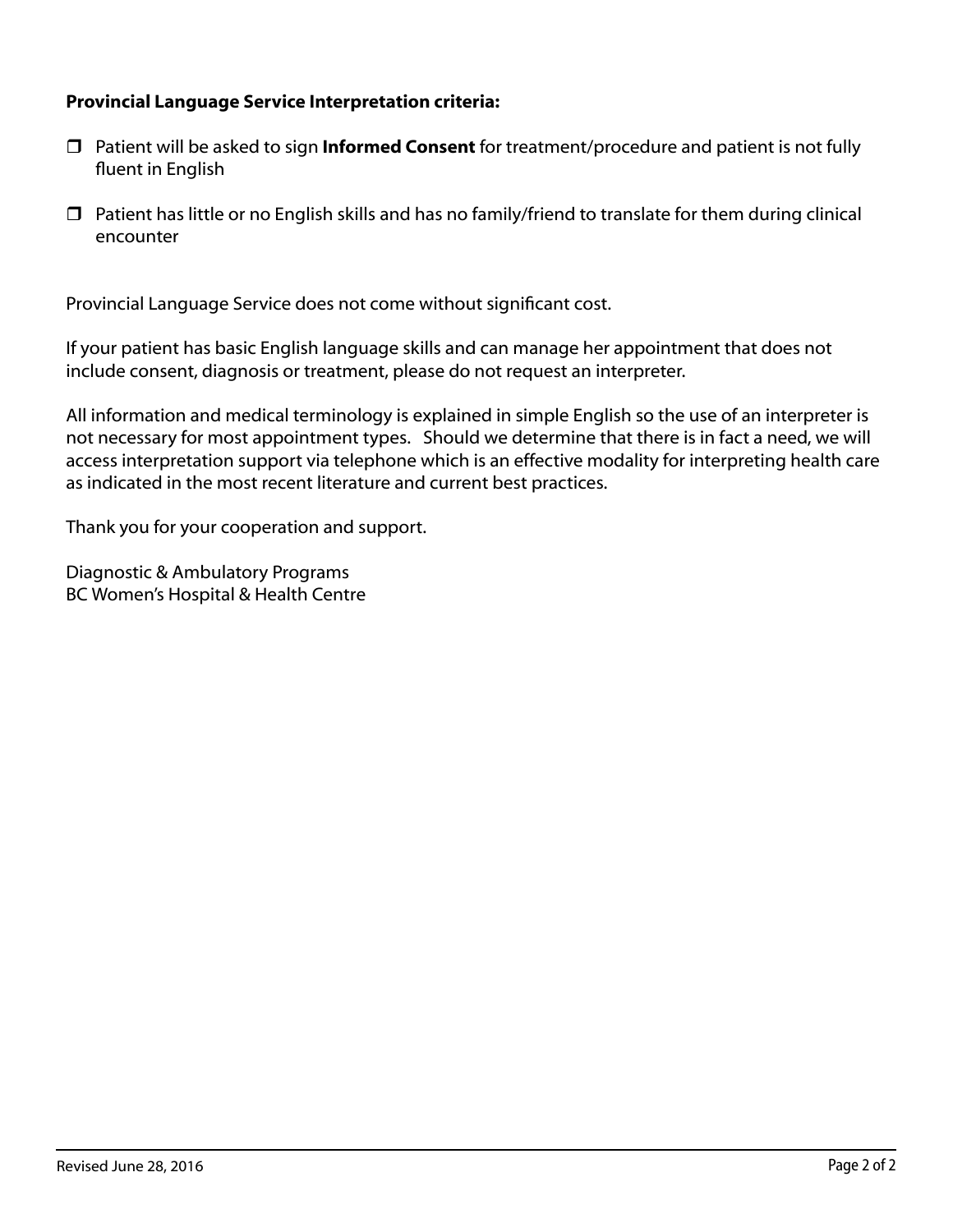**Provincial Language Service Interpretation criteria:**

- ❒ Patient will be asked to sign **Informed Consent** for treatment/procedure and patient is not fully fluent in English
- ❒ Patient has little or no English skills and has no family/friend to translate for them during clinical encounter

Provincial Language Service does not come without significant cost.

If your patient has basic English language skills and can manage her appointment that does not include consent, diagnosis or treatment, please do not request an interpreter.

All information and medical terminology is explained in simple English so the use of an interpreter is not necessary for most appointment types. Should we determine that there is in fact a need, we will access interpretation support via telephone which is an effective modality for interpreting health care as indicated in the most recent literature and current best practices.

Thank you for your cooperation and support.

Diagnostic & Ambulatory Programs
BC Women's Hospital & Health Centre

Revised June 28, 2016